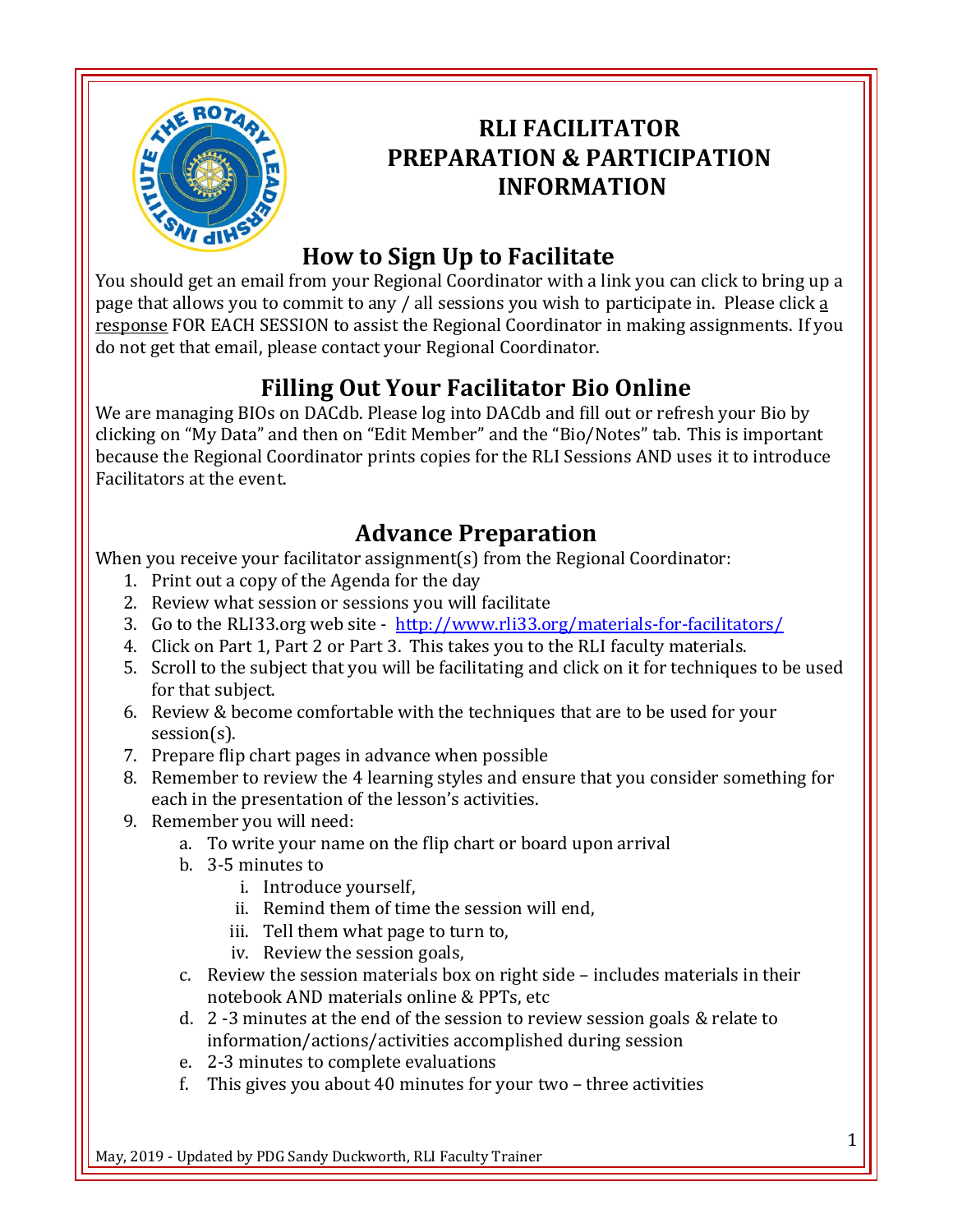# RLI FACILITATOR PREPARATION & PARTICIPATION INFORMATION

## How to Sign Up to Facilitate

You should get an email from your Regional Coordinator with a link you can click to bring up a page that allows you to commit to any / all sessions you wish to participate in. Please click a response FOR EACH SESSION to assist the Regional Coordinator in making assignments. If you do not get that email, please contact your Regional Coordinator.

## Filling Out Your Facilitator Bio Online

We are managing BIOs on DACdb. Please log into DACdb and fill out or refresh your Bio by clicking on "My Data" and then on "Edit Member" and the "Bio/Notes" tab. This is important because the Regional Coordinator prints copies for the RLI Sessions AND uses it to introduce Facilitators at the event.

## Advance Preparation

When you receive your facilitator assignment(s) from the Regional Coordinator:

1. Print out a copy of the Agenda for the day
2. Review what session or sessions you will facilitate
3. Go to the RLI33.org web site - http://www.rli33.org/materials-for-facilitators/
4. Click on Part 1, Part 2 or Part 3. This takes you to the RLI faculty materials.
5. Scroll to the subject that you will be facilitating and click on it for techniques to be used for that subject.
6. Review & become comfortable with the techniques that are to be used for your session(s).
7. Prepare flip chart pages in advance when possible
8. Remember to review the 4 learning styles and ensure that you consider something for each in the presentation of the lesson's activities.
9. Remember you will need:
    a. To write your name on the flip chart or board upon arrival
    b. 3-5 minutes to
        i. Introduce yourself,
        ii. Remind them of time the session will end,
        iii. Tell them what page to turn to,
        iv. Review the session goals,
    c. Review the session materials box on right side – includes materials in their notebook AND materials online & PPTs, etc
    d. 2 -3 minutes at the end of the session to review session goals & relate to information/actions/activities accomplished during session
    e. 2-3 minutes to complete evaluations
    f. This gives you about 40 minutes for your two – three activities

May, 2019 - Updated by PDG Sandy Duckworth, RLI Faculty Trainer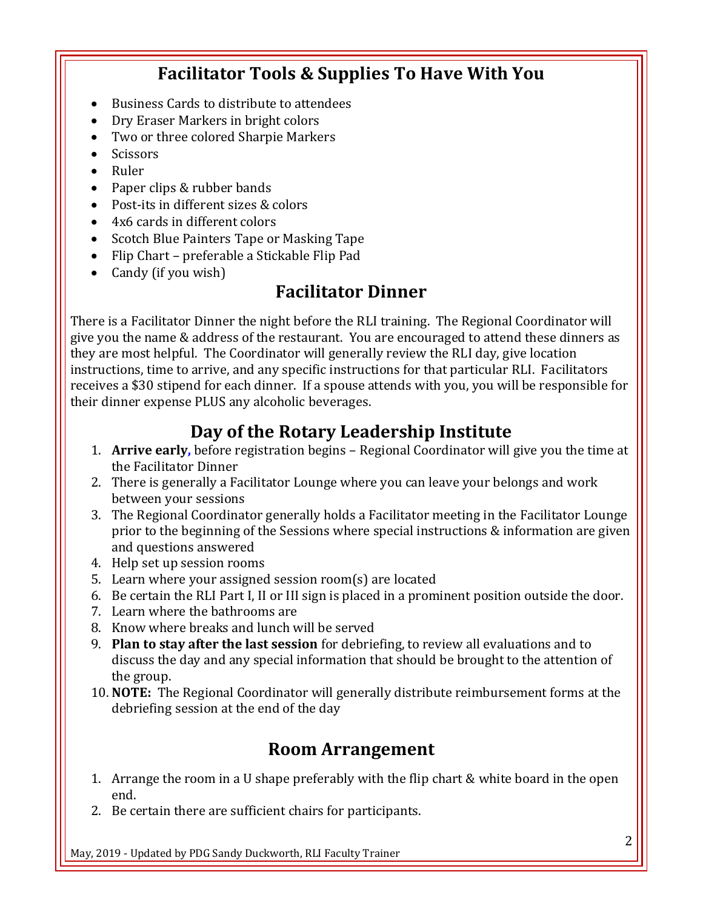## Facilitator Tools & Supplies To Have With You

- Business Cards to distribute to attendees
- Dry Eraser Markers in bright colors
- Two or three colored Sharpie Markers
- Scissors
- Ruler
- Paper clips & rubber bands
- Post-its in different sizes & colors
- 4x6 cards in different colors
- Scotch Blue Painters Tape or Masking Tape
- Flip Chart – preferable a Stickable Flip Pad
- Candy (if you wish)

## Facilitator Dinner

There is a Facilitator Dinner the night before the RLI training. The Regional Coordinator will give you the name & address of the restaurant. You are encouraged to attend these dinners as they are most helpful. The Coordinator will generally review the RLI day, give location instructions, time to arrive, and any specific instructions for that particular RLI. Facilitators receives a $30 stipend for each dinner. If a spouse attends with you, you will be responsible for their dinner expense PLUS any alcoholic beverages.

## Day of the Rotary Leadership Institute

1. **Arrive early,** before registration begins – Regional Coordinator will give you the time at the Facilitator Dinner
2. There is generally a Facilitator Lounge where you can leave your belongs and work between your sessions
3. The Regional Coordinator generally holds a Facilitator meeting in the Facilitator Lounge prior to the beginning of the Sessions where special instructions & information are given and questions answered
4. Help set up session rooms
5. Learn where your assigned session room(s) are located
6. Be certain the RLI Part I, II or III sign is placed in a prominent position outside the door.
7. Learn where the bathrooms are
8. Know where breaks and lunch will be served
9. **Plan to stay after the last session** for debriefing, to review all evaluations and to discuss the day and any special information that should be brought to the attention of the group.
10. **NOTE:** The Regional Coordinator will generally distribute reimbursement forms at the debriefing session at the end of the day

## Room Arrangement

1. Arrange the room in a U shape preferably with the flip chart & white board in the open end.
2. Be certain there are sufficient chairs for participants.

May, 2019 - Updated by PDG Sandy Duckworth, RLI Faculty Trainer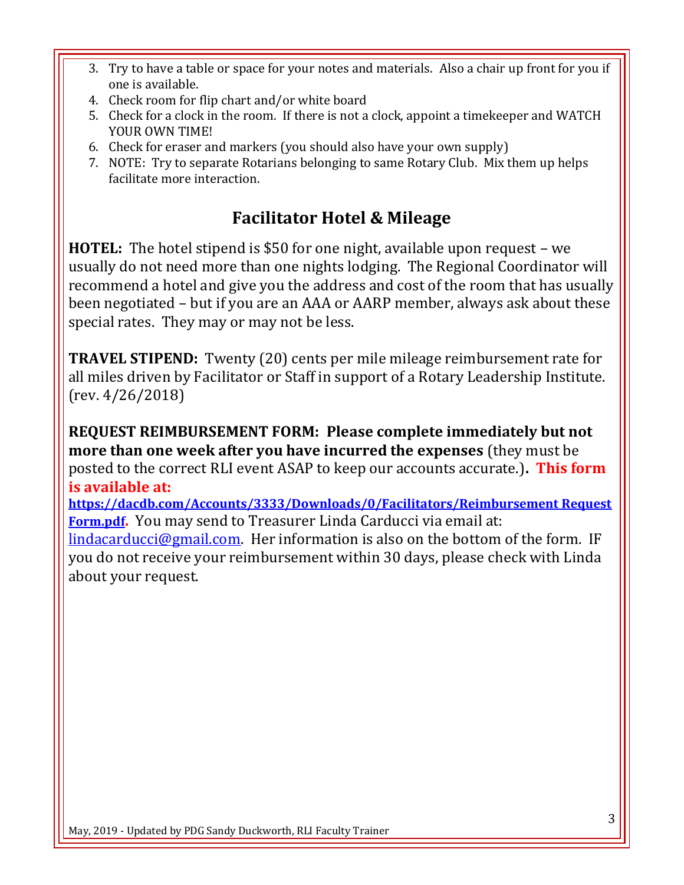3. Try to have a table or space for your notes and materials. Also a chair up front for you if one is available.
4. Check room for flip chart and/or white board
5. Check for a clock in the room. If there is not a clock, appoint a timekeeper and WATCH YOUR OWN TIME!
6. Check for eraser and markers (you should also have your own supply)
7. NOTE: Try to separate Rotarians belonging to same Rotary Club. Mix them up helps facilitate more interaction.

## Facilitator Hotel & Mileage

**HOTEL:** The hotel stipend is $50 for one night, available upon request – we usually do not need more than one nights lodging. The Regional Coordinator will recommend a hotel and give you the address and cost of the room that has usually been negotiated – but if you are an AAA or AARP member, always ask about these special rates. They may or may not be less.

**TRAVEL STIPEND:** Twenty (20) cents per mile mileage reimbursement rate for all miles driven by Facilitator or Staff in support of a Rotary Leadership Institute. (rev. 4/26/2018)

**REQUEST REIMBURSEMENT FORM: Please complete immediately but not more than one week after you have incurred the expenses** (they must be posted to the correct RLI event ASAP to keep our accounts accurate.)**. This form is available at:** **https://dacdb.com/Accounts/3333/Downloads/0/Facilitators/Reimbursement Request Form.pdf.** You may send to Treasurer Linda Carducci via email at: lindacarducci@gmail.com. Her information is also on the bottom of the form. IF you do not receive your reimbursement within 30 days, please check with Linda about your request.

May, 2019 - Updated by PDG Sandy Duckworth, RLI Faculty Trainer